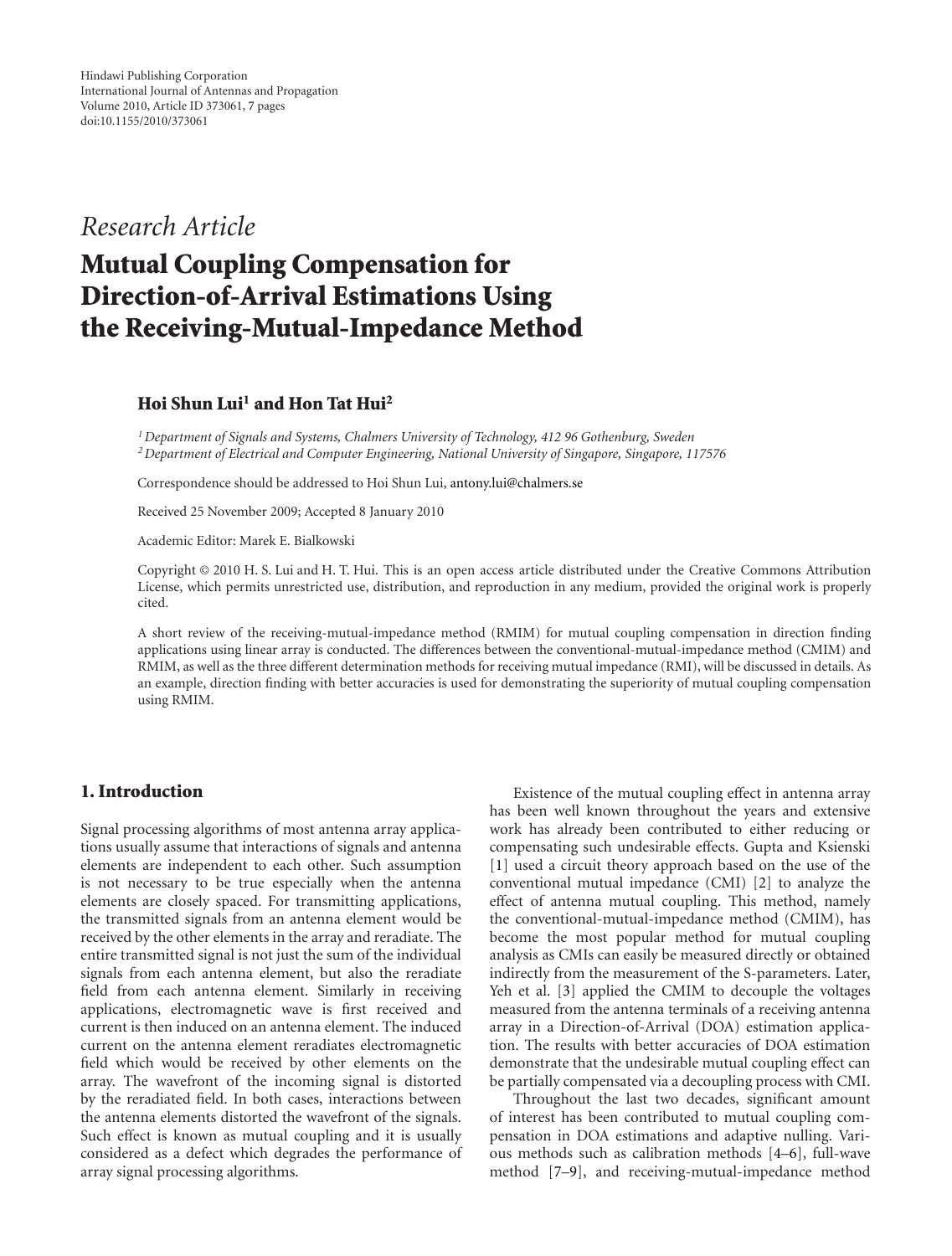Hindawi Publishing Corporation
International Journal of Antennas and Propagation
Volume 2010, Article ID 373061, 7 pages
doi:10.1155/2010/373061

*Research Article*

# Mutual Coupling Compensation for Direction-of-Arrival Estimations Using the Receiving-Mutual-Impedance Method

**Hoi Shun Lui[1] and Hon Tat Hui[2]**

[1] *Department of Signals and Systems, Chalmers University of Technology, 412 96 Gothenburg, Sweden*
[2] *Department of Electrical and Computer Engineering, National University of Singapore, Singapore, 117576*

Correspondence should be addressed to Hoi Shun Lui, antony.lui@chalmers.se

Received 25 November 2009; Accepted 8 January 2010

Academic Editor: Marek E. Bialkowski

Copyright © 2010 H. S. Lui and H. T. Hui. This is an open access article distributed under the Creative Commons Attribution License, which permits unrestricted use, distribution, and reproduction in any medium, provided the original work is properly cited.

A short review of the receiving-mutual-impedance method (RMIM) for mutual coupling compensation in direction finding applications using linear array is conducted. The differences between the conventional-mutual-impedance method (CMIM) and RMIM, as well as the three different determination methods for receiving mutual impedance (RMI), will be discussed in details. As an example, direction finding with better accuracies is used for demonstrating the superiority of mutual coupling compensation using RMIM.

## 1. Introduction

Signal processing algorithms of most antenna array applications usually assume that interactions of signals and antenna elements are independent to each other. Such assumption is not necessary to be true especially when the antenna elements are closely spaced. For transmitting applications, the transmitted signals from an antenna element would be received by the other elements in the array and reradiate. The entire transmitted signal is not just the sum of the individual signals from each antenna element, but also the reradiate field from each antenna element. Similarly in receiving applications, electromagnetic wave is first received and current is then induced on an antenna element. The induced current on the antenna element reradiates electromagnetic field which would be received by other elements on the array. The wavefront of the incoming signal is distorted by the reradiated field. In both cases, interactions between the antenna elements distorted the wavefront of the signals. Such effect is known as mutual coupling and it is usually considered as a defect which degrades the performance of array signal processing algorithms.

Existence of the mutual coupling effect in antenna array has been well known throughout the years and extensive work has already been contributed to either reducing or compensating such undesirable effects. Gupta and Ksienski [1] used a circuit theory approach based on the use of the conventional mutual impedance (CMI) [2] to analyze the effect of antenna mutual coupling. This method, namely the conventional-mutual-impedance method (CMIM), has become the most popular method for mutual coupling analysis as CMIs can easily be measured directly or obtained indirectly from the measurement of the S-parameters. Later, Yeh et al. [3] applied the CMIM to decouple the voltages measured from the antenna terminals of a receiving antenna array in a Direction-of-Arrival (DOA) estimation application. The results with better accuracies of DOA estimation demonstrate that the undesirable mutual coupling effect can be partially compensated via a decoupling process with CMI.

Throughout the last two decades, significant amount of interest has been contributed to mutual coupling compensation in DOA estimations and adaptive nulling. Various methods such as calibration methods [4–6], full-wave method [7–9], and receiving-mutual-impedance method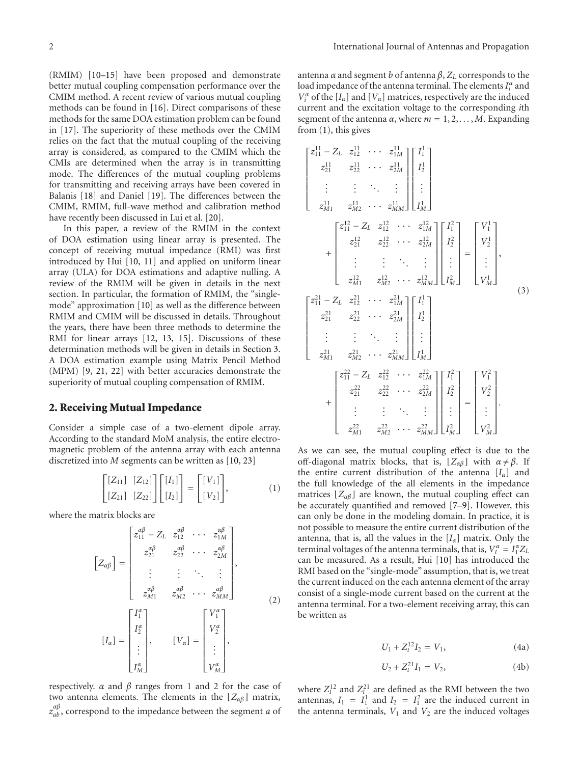(RMIM) [10–15] have been proposed and demonstrate better mutual coupling compensation performance over the CMIM method. A recent review of various mutual coupling methods can be found in [16]. Direct comparisons of these methods for the same DOA estimation problem can be found in [17]. The superiority of these methods over the CMIM relies on the fact that the mutual coupling of the receiving array is considered, as compared to the CMIM which the CMIs are determined when the array is in transmitting mode. The differences of the mutual coupling problems for transmitting and receiving arrays have been covered in Balanis [18] and Daniel [19]. The differences between the CMIM, RMIM, full-wave method and calibration method have recently been discussed in Lui et al. [20].

In this paper, a review of the RMIM in the context of DOA estimation using linear array is presented. The concept of receiving mutual impedance (RMI) was first introduced by Hui [10, 11] and applied on uniform linear array (ULA) for DOA estimations and adaptive nulling. A review of the RMIM will be given in details in the next section. In particular, the formation of RMIM, the "single-mode" approximation [10] as well as the difference between RMIM and CMIM will be discussed in details. Throughout the years, there have been three methods to determine the RMI for linear arrays [12, 13, 15]. Discussions of these determination methods will be given in details in Section 3. A DOA estimation example using Matrix Pencil Method (MPM) [9, 21, 22] with better accuracies demonstrate the superiority of mutual coupling compensation of RMIM.

## 2. Receiving Mutual Impedance

Consider a simple case of a two-element dipole array. According to the standard MoM analysis, the entire electromagnetic problem of the antenna array with each antenna discretized into $M$ segments can be written as [10, 23]

$$\begin{bmatrix} [Z_{11}] & [Z_{12}] \\ [Z_{21}] & [Z_{22}] \end{bmatrix} \begin{bmatrix} [I_1] \\ [I_2] \end{bmatrix} = \begin{bmatrix} [V_1] \\ [V_2] \end{bmatrix}, \tag{1}$$

where the matrix blocks are

$$\left[Z_{\alpha\beta}\right] = \begin{bmatrix} z_{11}^{\alpha\beta} - Z_L & z_{12}^{\alpha\beta} & \cdots & z_{1M}^{\alpha\beta} \\ z_{21}^{\alpha\beta} & z_{22}^{\alpha\beta} & \cdots & z_{2M}^{\alpha\beta} \\ \vdots & \vdots & \ddots & \vdots \\ z_{M1}^{\alpha\beta} & z_{M2}^{\alpha\beta} & \cdots & z_{MM}^{\alpha\beta} \end{bmatrix},$$
$$[I_\alpha] = \begin{bmatrix} I_1^\alpha \\ I_2^\alpha \\ \vdots \\ I_M^\alpha \end{bmatrix}, \qquad [V_\alpha] = \begin{bmatrix} V_1^\alpha \\ V_2^\alpha \\ \vdots \\ V_M^\alpha \end{bmatrix}, \tag{2}$$

respectively. $\alpha$ and $\beta$ ranges from 1 and 2 for the case of two antenna elements. The elements in the $\lfloor Z_{\alpha\beta} \rfloor$ matrix, $z_{ab}^{\alpha\beta}$, correspond to the impedance between the segment $a$ of antenna $\alpha$ and segment $b$ of antenna $\beta$, $Z_L$ corresponds to the load impedance of the antenna terminal. The elements $I_i^\alpha$ and $V_i^\alpha$ of the $[I_\alpha]$ and $[V_\alpha]$ matrices, respectively are the induced current and the excitation voltage to the corresponding $i$th segment of the antenna $\alpha$, where $m = 1, 2, \ldots, M$. Expanding from (1), this gives

$$\begin{aligned}
&\begin{bmatrix} z_{11}^{11} - Z_L & z_{12}^{11} & \cdots & z_{1M}^{11} \\ z_{21}^{11} & z_{22}^{11} & \cdots & z_{2M}^{11} \\ \vdots & \vdots & \ddots & \vdots \\ z_{M1}^{11} & z_{M2}^{11} & \cdots & z_{MM}^{11} \end{bmatrix} \begin{bmatrix} I_1^1 \\ I_2^1 \\ \vdots \\ I_M^1 \end{bmatrix} + \begin{bmatrix} z_{11}^{12} - Z_L & z_{12}^{12} & \cdots & z_{1M}^{12} \\ z_{21}^{12} & z_{22}^{12} & \cdots & z_{2M}^{12} \\ \vdots & \vdots & \ddots & \vdots \\ z_{M1}^{12} & z_{M2}^{12} & \cdots & z_{MM}^{12} \end{bmatrix} \begin{bmatrix} I_1^2 \\ I_2^2 \\ \vdots \\ I_M^2 \end{bmatrix} = \begin{bmatrix} V_1^1 \\ V_2^1 \\ \vdots \\ V_M^1 \end{bmatrix}, \\
&\begin{bmatrix} z_{11}^{21} - Z_L & z_{12}^{21} & \cdots & z_{1M}^{21} \\ z_{21}^{21} & z_{22}^{21} & \cdots & z_{2M}^{21} \\ \vdots & \vdots & \ddots & \vdots \\ z_{M1}^{21} & z_{M2}^{21} & \cdots & z_{MM}^{21} \end{bmatrix} \begin{bmatrix} I_1^1 \\ I_2^1 \\ \vdots \\ I_M^1 \end{bmatrix} + \begin{bmatrix} z_{11}^{22} - Z_L & z_{12}^{22} & \cdots & z_{1M}^{22} \\ z_{21}^{22} & z_{22}^{22} & \cdots & z_{2M}^{22} \\ \vdots & \vdots & \ddots & \vdots \\ z_{M1}^{22} & z_{M2}^{22} & \cdots & z_{MM}^{22} \end{bmatrix} \begin{bmatrix} I_1^2 \\ I_2^2 \\ \vdots \\ I_M^2 \end{bmatrix} = \begin{bmatrix} V_1^2 \\ V_2^2 \\ \vdots \\ V_M^2 \end{bmatrix}.
\end{aligned} \tag{3}$$

As we can see, the mutual coupling effect is due to the off-diagonal matrix blocks, that is, $\lfloor Z_{\alpha\beta} \rfloor$ with $\alpha \neq \beta$. If the entire current distribution of the antenna $[I_\alpha]$ and the full knowledge of the all elements in the impedance matrices $\lfloor Z_{\alpha\beta} \rfloor$ are known, the mutual coupling effect can be accurately quantified and removed [7–9]. However, this can only be done in the modeling domain. In practice, it is not possible to measure the entire current distribution of the antenna, that is, all the values in the $[I_\alpha]$ matrix. Only the terminal voltages of the antenna terminals, that is, $V_t^\alpha = I_1^\alpha Z_L$ can be measured. As a result, Hui [10] has introduced the RMI based on the "single-mode" assumption, that is, we treat the current induced on the each antenna element of the array consist of a single-mode current based on the current at the antenna terminal. For a two-element receiving array, this can be written as

$$U_1 + Z_t^{12} I_2 = V_1, \tag{4a}$$

$$U_2 + Z_t^{21} I_1 = V_2, \tag{4b}$$

where $Z_t^{12}$ and $Z_t^{21}$ are defined as the RMI between the two antennas, $I_1 = I_1^1$ and $I_2 = I_1^2$ are the induced current in the antenna terminals, $V_1$ and $V_2$ are the induced voltages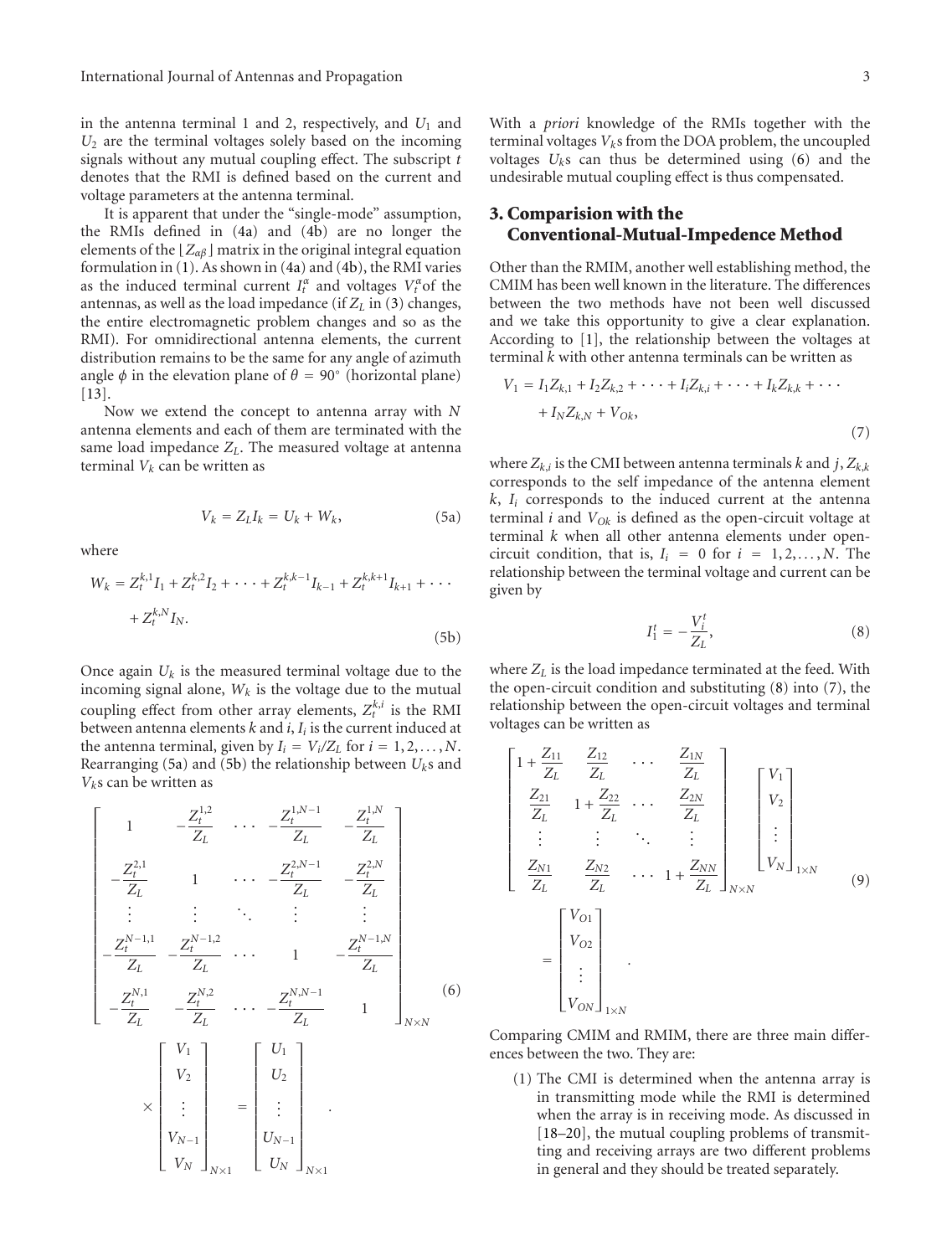in the antenna terminal 1 and 2, respectively, and $U_1$ and $U_2$ are the terminal voltages solely based on the incoming signals without any mutual coupling effect. The subscript $t$ denotes that the RMI is defined based on the current and voltage parameters at the antenna terminal.

It is apparent that under the "single-mode" assumption, the RMIs defined in (4a) and (4b) are no longer the elements of the $[Z_{\alpha\beta}]$ matrix in the original integral equation formulation in (1). As shown in (4a) and (4b), the RMI varies as the induced terminal current $I_t^{\alpha}$ and voltages $V_t^{\alpha}$ of the antennas, as well as the load impedance (if $Z_L$ in (3) changes, the entire electromagnetic problem changes and so as the RMI). For omnidirectional antenna elements, the current distribution remains to be the same for any angle of azimuth angle $\phi$ in the elevation plane of $\theta = 90°$ (horizontal plane) [13].

Now we extend the concept to antenna array with $N$ antenna elements and each of them are terminated with the same load impedance $Z_L$. The measured voltage at antenna terminal $V_k$ can be written as

$$V_k = Z_L I_k = U_k + W_k, \tag{5a}$$

where

$$W_k = Z_t^{k,1} I_1 + Z_t^{k,2} I_2 + \cdots + Z_t^{k,k-1} I_{k-1} + Z_t^{k,k+1} I_{k+1} + \cdots + Z_t^{k,N} I_N. \tag{5b}$$

Once again $U_k$ is the measured terminal voltage due to the incoming signal alone, $W_k$ is the voltage due to the mutual coupling effect from other array elements, $Z_t^{k,i}$ is the RMI between antenna elements $k$ and $i$, $I_i$ is the current induced at the antenna terminal, given by $I_i = V_i/Z_L$ for $i = 1, 2, \ldots, N$. Rearranging (5a) and (5b) the relationship between $U_k$s and $V_k$s can be written as

$$\begin{bmatrix} 1 & -\dfrac{Z_t^{1,2}}{Z_L} & \cdots & -\dfrac{Z_t^{1,N-1}}{Z_L} & -\dfrac{Z_t^{1,N}}{Z_L} \\ -\dfrac{Z_t^{2,1}}{Z_L} & 1 & \cdots & -\dfrac{Z_t^{2,N-1}}{Z_L} & -\dfrac{Z_t^{2,N}}{Z_L} \\ \vdots & \vdots & \ddots & \vdots & \vdots \\ -\dfrac{Z_t^{N-1,1}}{Z_L} & -\dfrac{Z_t^{N-1,2}}{Z_L} & \cdots & 1 & -\dfrac{Z_t^{N-1,N}}{Z_L} \\ -\dfrac{Z_t^{N,1}}{Z_L} & -\dfrac{Z_t^{N,2}}{Z_L} & \cdots & -\dfrac{Z_t^{N,N-1}}{Z_L} & 1 \end{bmatrix}_{N\times N} \times \begin{bmatrix} V_1 \\ V_2 \\ \vdots \\ V_{N-1} \\ V_N \end{bmatrix}_{N\times 1} = \begin{bmatrix} U_1 \\ U_2 \\ \vdots \\ U_{N-1} \\ U_N \end{bmatrix}_{N\times 1}. \tag{6}$$

With a *priori* knowledge of the RMIs together with the terminal voltages $V_k$s from the DOA problem, the uncoupled voltages $U_k$s can thus be determined using (6) and the undesirable mutual coupling effect is thus compensated.

## 3. Comparision with the Conventional-Mutual-Impedence Method

Other than the RMIM, another well establishing method, the CMIM has been well known in the literature. The differences between the two methods have not been well discussed and we take this opportunity to give a clear explanation. According to [1], the relationship between the voltages at terminal $k$ with other antenna terminals can be written as

$$V_1 = I_1 Z_{k,1} + I_2 Z_{k,2} + \cdots + I_i Z_{k,i} + \cdots + I_k Z_{k,k} + \cdots + I_N Z_{k,N} + V_{Ok}, \tag{7}$$

where $Z_{k,i}$ is the CMI between antenna terminals $k$ and $j$, $Z_{k,k}$ corresponds to the self impedance of the antenna element $k$, $I_i$ corresponds to the induced current at the antenna terminal $i$ and $V_{Ok}$ is defined as the open-circuit voltage at terminal $k$ when all other antenna elements under open-circuit condition, that is, $I_i = 0$ for $i = 1, 2, \ldots, N$. The relationship between the terminal voltage and current can be given by

$$I_1^t = -\frac{V_i^t}{Z_L}, \tag{8}$$

where $Z_L$ is the load impedance terminated at the feed. With the open-circuit condition and substituting (8) into (7), the relationship between the open-circuit voltages and terminal voltages can be written as

$$\begin{bmatrix} 1+\dfrac{Z_{11}}{Z_L} & \dfrac{Z_{12}}{Z_L} & \cdots & \dfrac{Z_{1N}}{Z_L} \\ \dfrac{Z_{21}}{Z_L} & 1+\dfrac{Z_{22}}{Z_L} & \cdots & \dfrac{Z_{2N}}{Z_L} \\ \vdots & \vdots & \ddots & \vdots \\ \dfrac{Z_{N1}}{Z_L} & \dfrac{Z_{N2}}{Z_L} & \cdots & 1+\dfrac{Z_{NN}}{Z_L} \end{bmatrix}_{N\times N} \begin{bmatrix} V_1 \\ V_2 \\ \vdots \\ V_N \end{bmatrix}_{1\times N} = \begin{bmatrix} V_{O1} \\ V_{O2} \\ \vdots \\ V_{ON} \end{bmatrix}_{1\times N}. \tag{9}$$

Comparing CMIM and RMIM, there are three main differences between the two. They are:

(1) The CMI is determined when the antenna array is in transmitting mode while the RMI is determined when the array is in receiving mode. As discussed in [18–20], the mutual coupling problems of transmitting and receiving arrays are two different problems in general and they should be treated separately.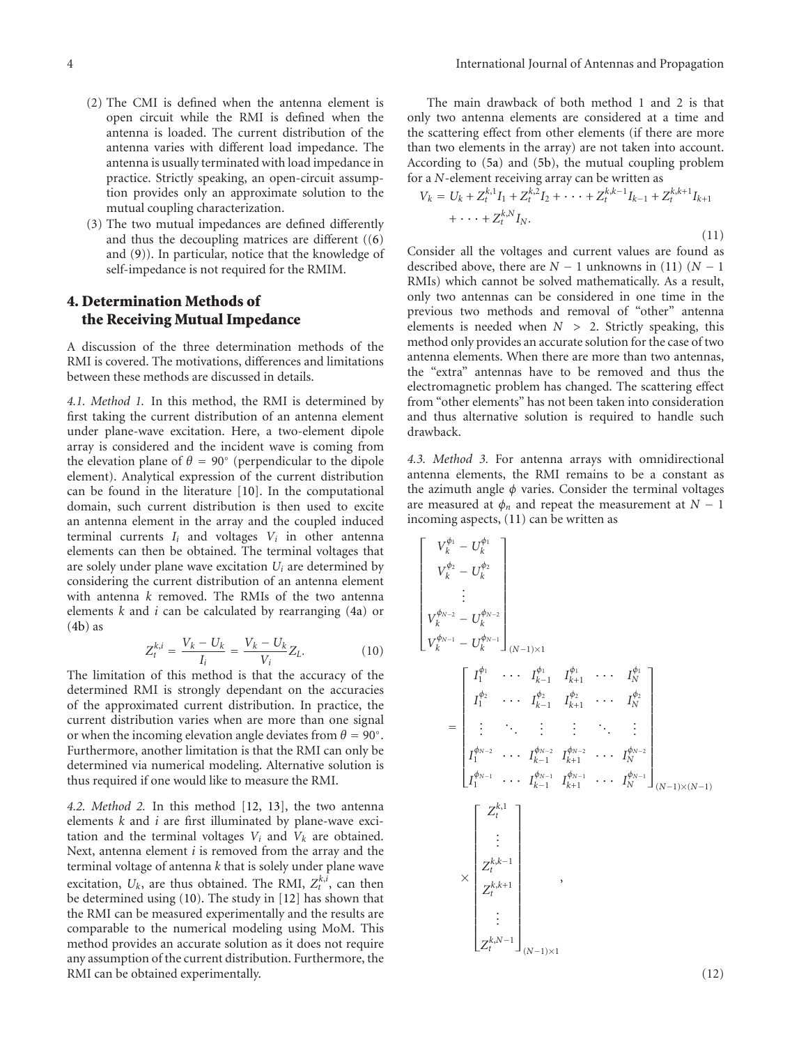(2) The CMI is defined when the antenna element is open circuit while the RMI is defined when the antenna is loaded. The current distribution of the antenna varies with different load impedance. The antenna is usually terminated with load impedance in practice. Strictly speaking, an open-circuit assumption provides only an approximate solution to the mutual coupling characterization.

(3) The two mutual impedances are defined differently and thus the decoupling matrices are different ((6) and (9)). In particular, notice that the knowledge of self-impedance is not required for the RMIM.

## 4. Determination Methods of the Receiving Mutual Impedance

A discussion of the three determination methods of the RMI is covered. The motivations, differences and limitations between these methods are discussed in details.

*4.1. Method 1.* In this method, the RMI is determined by first taking the current distribution of an antenna element under plane-wave excitation. Here, a two-element dipole array is considered and the incident wave is coming from the elevation plane of $\theta = 90^\circ$ (perpendicular to the dipole element). Analytical expression of the current distribution can be found in the literature [10]. In the computational domain, such current distribution is then used to excite an antenna element in the array and the coupled induced terminal currents $I_i$ and voltages $V_i$ in other antenna elements can then be obtained. The terminal voltages that are solely under plane wave excitation $U_i$ are determined by considering the current distribution of an antenna element with antenna $k$ removed. The RMIs of the two antenna elements $k$ and $i$ can be calculated by rearranging (4a) or (4b) as

$$Z_t^{k,i} = \frac{V_k - U_k}{I_i} = \frac{V_k - U_k}{V_i} Z_L. \tag{10}$$

The limitation of this method is that the accuracy of the determined RMI is strongly dependant on the accuracies of the approximated current distribution. In practice, the current distribution varies when are more than one signal or when the incoming elevation angle deviates from $\theta = 90^\circ$. Furthermore, another limitation is that the RMI can only be determined via numerical modeling. Alternative solution is thus required if one would like to measure the RMI.

*4.2. Method 2.* In this method [12, 13], the two antenna elements $k$ and $i$ are first illuminated by plane-wave excitation and the terminal voltages $V_i$ and $V_k$ are obtained. Next, antenna element $i$ is removed from the array and the terminal voltage of antenna $k$ that is solely under plane wave excitation, $U_k$, are thus obtained. The RMI, $Z_t^{k,i}$, can then be determined using (10). The study in [12] has shown that the RMI can be measured experimentally and the results are comparable to the numerical modeling using MoM. This method provides an accurate solution as it does not require any assumption of the current distribution. Furthermore, the RMI can be obtained experimentally.

The main drawback of both method 1 and 2 is that only two antenna elements are considered at a time and the scattering effect from other elements (if there are more than two elements in the array) are not taken into account. According to (5a) and (5b), the mutual coupling problem for a $N$-element receiving array can be written as

$$V_k = U_k + Z_t^{k,1} I_1 + Z_t^{k,2} I_2 + \cdots + Z_t^{k,k-1} I_{k-1} + Z_t^{k,k+1} I_{k+1} + \cdots + Z_t^{k,N} I_N. \tag{11}$$

Consider all the voltages and current values are found as described above, there are $N - 1$ unknowns in (11) ($N - 1$ RMIs) which cannot be solved mathematically. As a result, only two antennas can be considered in one time in the previous two methods and removal of "other" antenna elements is needed when $N > 2$. Strictly speaking, this method only provides an accurate solution for the case of two antenna elements. When there are more than two antennas, the "extra" antennas have to be removed and thus the electromagnetic problem has changed. The scattering effect from "other elements" has not been taken into consideration and thus alternative solution is required to handle such drawback.

*4.3. Method 3.* For antenna arrays with omnidirectional antenna elements, the RMI remains to be a constant as the azimuth angle $\phi$ varies. Consider the terminal voltages are measured at $\phi_n$ and repeat the measurement at $N - 1$ incoming aspects, (11) can be written as

$$\begin{bmatrix} V_k^{\phi_1} - U_k^{\phi_1} \\ V_k^{\phi_2} - U_k^{\phi_2} \\ \vdots \\ V_k^{\phi_{N-2}} - U_k^{\phi_{N-2}} \\ V_k^{\phi_{N-1}} - U_k^{\phi_{N-1}} \end{bmatrix}_{(N-1)\times 1} = \begin{bmatrix} I_1^{\phi_1} & \cdots & I_{k-1}^{\phi_1} & I_{k+1}^{\phi_1} & \cdots & I_N^{\phi_1} \\ I_1^{\phi_2} & \cdots & I_{k-1}^{\phi_2} & I_{k+1}^{\phi_2} & \cdots & I_N^{\phi_2} \\ \vdots & \ddots & \vdots & \vdots & \ddots & \vdots \\ I_1^{\phi_{N-2}} & \cdots & I_{k-1}^{\phi_{N-2}} & I_{k+1}^{\phi_{N-2}} & \cdots & I_N^{\phi_{N-2}} \\ I_1^{\phi_{N-1}} & \cdots & I_{k-1}^{\phi_{N-1}} & I_{k+1}^{\phi_{N-1}} & \cdots & I_N^{\phi_{N-1}} \end{bmatrix}_{(N-1)\times(N-1)} \times \begin{bmatrix} Z_t^{k,1} \\ \vdots \\ Z_t^{k,k-1} \\ Z_t^{k,k+1} \\ \vdots \\ Z_t^{k,N-1} \end{bmatrix}_{(N-1)\times 1}, \tag{12}$$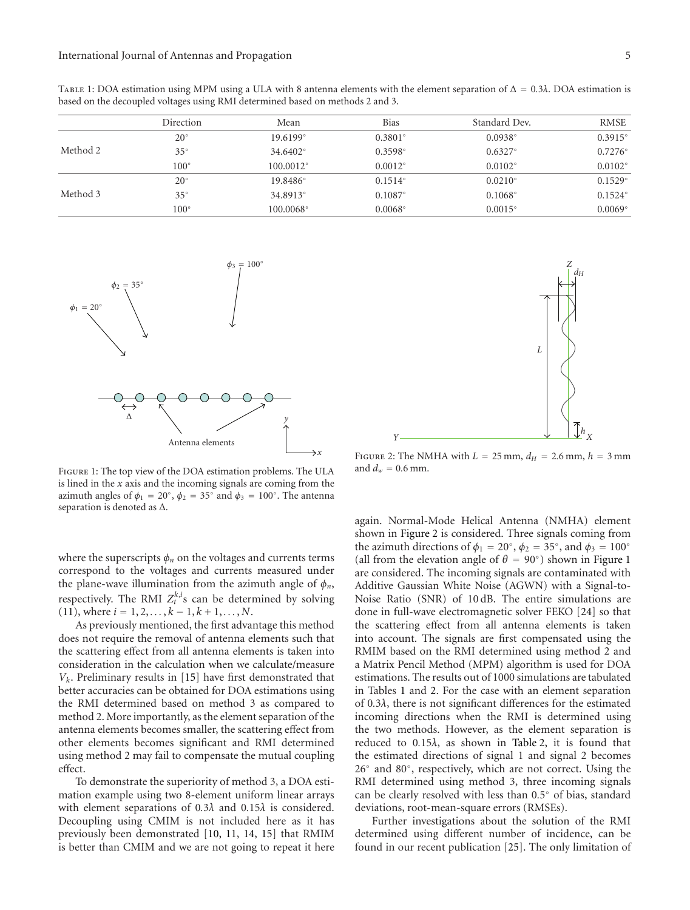Table 1: DOA estimation using MPM using a ULA with 8 antenna elements with the element separation of $\Delta = 0.3\lambda$. DOA estimation is based on the decoupled voltages using RMI determined based on methods 2 and 3.

| | Direction | Mean | Bias | Standard Dev. | RMSE |
|---|---|---|---|---|---|
| Method 2 | $20^\circ$ | $19.6199^\circ$ | $0.3801^\circ$ | $0.0938^\circ$ | $0.3915^\circ$ |
| | $35^\circ$ | $34.6402^\circ$ | $0.3598^\circ$ | $0.6327^\circ$ | $0.7276^\circ$ |
| | $100^\circ$ | $100.0012^\circ$ | $0.0012^\circ$ | $0.0102^\circ$ | $0.0102^\circ$ |
| Method 3 | $20^\circ$ | $19.8486^\circ$ | $0.1514^\circ$ | $0.0210^\circ$ | $0.1529^\circ$ |
| | $35^\circ$ | $34.8913^\circ$ | $0.1087^\circ$ | $0.1068^\circ$ | $0.1524^\circ$ |
| | $100^\circ$ | $100.0068^\circ$ | $0.0068^\circ$ | $0.0015^\circ$ | $0.0069^\circ$ |

Figure 1: The top view of the DOA estimation problems. The ULA is lined in the $x$ axis and the incoming signals are coming from the azimuth angles of $\phi_1 = 20^\circ$, $\phi_2 = 35^\circ$ and $\phi_3 = 100^\circ$. The antenna separation is denoted as $\Delta$.

Figure 2: The NMHA with $L = 25$ mm, $d_H = 2.6$ mm, $h = 3$ mm and $d_w = 0.6$ mm.

where the superscripts $\phi_n$ on the voltages and currents terms correspond to the voltages and currents measured under the plane-wave illumination from the azimuth angle of $\phi_n$, respectively. The RMI $Z_t^{k,i}$s can be determined by solving (11), where $i = 1, 2, \ldots, k-1, k+1, \ldots, N$.

As previously mentioned, the first advantage this method does not require the removal of antenna elements such that the scattering effect from all antenna elements is taken into consideration in the calculation when we calculate/measure $V_k$. Preliminary results in [15] have first demonstrated that better accuracies can be obtained for DOA estimations using the RMI determined based on method 3 as compared to method 2. More importantly, as the element separation of the antenna elements becomes smaller, the scattering effect from other elements becomes significant and RMI determined using method 2 may fail to compensate the mutual coupling effect.

To demonstrate the superiority of method 3, a DOA estimation example using two 8-element uniform linear arrays with element separations of $0.3\lambda$ and $0.15\lambda$ is considered. Decoupling using CMIM is not included here as it has previously been demonstrated [10, 11, 14, 15] that RMIM is better than CMIM and we are not going to repeat it here again. Normal-Mode Helical Antenna (NMHA) element shown in Figure 2 is considered. Three signals coming from the azimuth directions of $\phi_1 = 20^\circ$, $\phi_2 = 35^\circ$, and $\phi_3 = 100^\circ$ (all from the elevation angle of $\theta = 90^\circ$) shown in Figure 1 are considered. The incoming signals are contaminated with Additive Gaussian White Noise (AGWN) with a Signal-to-Noise Ratio (SNR) of 10 dB. The entire simulations are done in full-wave electromagnetic solver FEKO [24] so that the scattering effect from all antenna elements is taken into account. The signals are first compensated using the RMIM based on the RMI determined using method 2 and a Matrix Pencil Method (MPM) algorithm is used for DOA estimations. The results out of 1000 simulations are tabulated in Tables 1 and 2. For the case with an element separation of $0.3\lambda$, there is not significant differences for the estimated incoming directions when the RMI is determined using the two methods. However, as the element separation is reduced to $0.15\lambda$, as shown in Table 2, it is found that the estimated directions of signal 1 and signal 2 becomes $26^\circ$ and $80^\circ$, respectively, which are not correct. Using the RMI determined using method 3, three incoming signals can be clearly resolved with less than $0.5^\circ$ of bias, standard deviations, root-mean-square errors (RMSEs).

Further investigations about the solution of the RMI determined using different number of incidence, can be found in our recent publication [25]. The only limitation of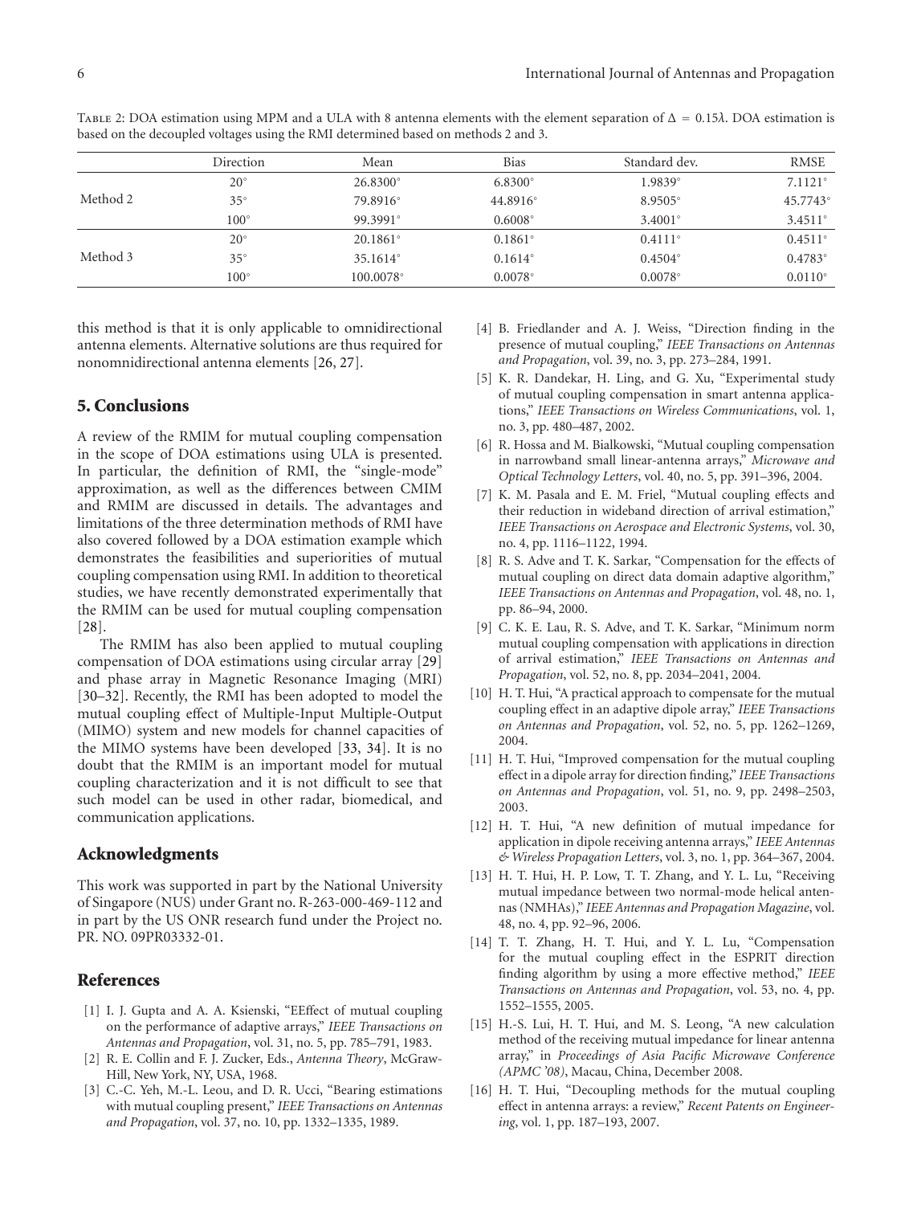Table 2: DOA estimation using MPM and a ULA with 8 antenna elements with the element separation of $\Delta = 0.15\lambda$. DOA estimation is based on the decoupled voltages using the RMI determined based on methods 2 and 3.

| | Direction | Mean | Bias | Standard dev. | RMSE |
|---|---|---|---|---|---|
| Method 2 | 20° | 26.8300° | 6.8300° | 1.9839° | 7.1121° |
| | 35° | 79.8916° | 44.8916° | 8.9505° | 45.7743° |
| | 100° | 99.3991° | 0.6008° | 3.4001° | 3.4511° |
| Method 3 | 20° | 20.1861° | 0.1861° | 0.4111° | 0.4511° |
| | 35° | 35.1614° | 0.1614° | 0.4504° | 0.4783° |
| | 100° | 100.0078° | 0.0078° | 0.0078° | 0.0110° |

this method is that it is only applicable to omnidirectional antenna elements. Alternative solutions are thus required for nonomnidirectional antenna elements [26, 27].

## 5. Conclusions

A review of the RMIM for mutual coupling compensation in the scope of DOA estimations using ULA is presented. In particular, the definition of RMI, the "single-mode" approximation, as well as the differences between CMIM and RMIM are discussed in details. The advantages and limitations of the three determination methods of RMI have also covered followed by a DOA estimation example which demonstrates the feasibilities and superiorities of mutual coupling compensation using RMI. In addition to theoretical studies, we have recently demonstrated experimentally that the RMIM can be used for mutual coupling compensation [28].

The RMIM has also been applied to mutual coupling compensation of DOA estimations using circular array [29] and phase array in Magnetic Resonance Imaging (MRI) [30–32]. Recently, the RMI has been adopted to model the mutual coupling effect of Multiple-Input Multiple-Output (MIMO) system and new models for channel capacities of the MIMO systems have been developed [33, 34]. It is no doubt that the RMIM is an important model for mutual coupling characterization and it is not difficult to see that such model can be used in other radar, biomedical, and communication applications.

## Acknowledgments

This work was supported in part by the National University of Singapore (NUS) under Grant no. R-263-000-469-112 and in part by the US ONR research fund under the Project no. PR. NO. 09PR03332-01.

## References

[1] I. J. Gupta and A. A. Ksienski, "EEffect of mutual coupling on the performance of adaptive arrays," *IEEE Transactions on Antennas and Propagation*, vol. 31, no. 5, pp. 785–791, 1983.

[2] R. E. Collin and F. J. Zucker, Eds., *Antenna Theory*, McGraw-Hill, New York, NY, USA, 1968.

[3] C.-C. Yeh, M.-L. Leou, and D. R. Ucci, "Bearing estimations with mutual coupling present," *IEEE Transactions on Antennas and Propagation*, vol. 37, no. 10, pp. 1332–1335, 1989.

[4] B. Friedlander and A. J. Weiss, "Direction finding in the presence of mutual coupling," *IEEE Transactions on Antennas and Propagation*, vol. 39, no. 3, pp. 273–284, 1991.

[5] K. R. Dandekar, H. Ling, and G. Xu, "Experimental study of mutual coupling compensation in smart antenna applications," *IEEE Transactions on Wireless Communications*, vol. 1, no. 3, pp. 480–487, 2002.

[6] R. Hossa and M. Bialkowski, "Mutual coupling compensation in narrowband small linear-antenna arrays," *Microwave and Optical Technology Letters*, vol. 40, no. 5, pp. 391–396, 2004.

[7] K. M. Pasala and E. M. Friel, "Mutual coupling effects and their reduction in wideband direction of arrival estimation," *IEEE Transactions on Aerospace and Electronic Systems*, vol. 30, no. 4, pp. 1116–1122, 1994.

[8] R. S. Adve and T. K. Sarkar, "Compensation for the effects of mutual coupling on direct data domain adaptive algorithm," *IEEE Transactions on Antennas and Propagation*, vol. 48, no. 1, pp. 86–94, 2000.

[9] C. K. E. Lau, R. S. Adve, and T. K. Sarkar, "Minimum norm mutual coupling compensation with applications in direction of arrival estimation," *IEEE Transactions on Antennas and Propagation*, vol. 52, no. 8, pp. 2034–2041, 2004.

[10] H. T. Hui, "A practical approach to compensate for the mutual coupling effect in an adaptive dipole array," *IEEE Transactions on Antennas and Propagation*, vol. 52, no. 5, pp. 1262–1269, 2004.

[11] H. T. Hui, "Improved compensation for the mutual coupling effect in a dipole array for direction finding," *IEEE Transactions on Antennas and Propagation*, vol. 51, no. 9, pp. 2498–2503, 2003.

[12] H. T. Hui, "A new definition of mutual impedance for application in dipole receiving antenna arrays," *IEEE Antennas & Wireless Propagation Letters*, vol. 3, no. 1, pp. 364–367, 2004.

[13] H. T. Hui, H. P. Low, T. T. Zhang, and Y. L. Lu, "Receiving mutual impedance between two normal-mode helical antennas (NMHAs)," *IEEE Antennas and Propagation Magazine*, vol. 48, no. 4, pp. 92–96, 2006.

[14] T. T. Zhang, H. T. Hui, and Y. L. Lu, "Compensation for the mutual coupling effect in the ESPRIT direction finding algorithm by using a more effective method," *IEEE Transactions on Antennas and Propagation*, vol. 53, no. 4, pp. 1552–1555, 2005.

[15] H.-S. Lui, H. T. Hui, and M. S. Leong, "A new calculation method of the receiving mutual impedance for linear antenna array," in *Proceedings of Asia Pacific Microwave Conference (APMC '08)*, Macau, China, December 2008.

[16] H. T. Hui, "Decoupling methods for the mutual coupling effect in antenna arrays: a review," *Recent Patents on Engineering*, vol. 1, pp. 187–193, 2007.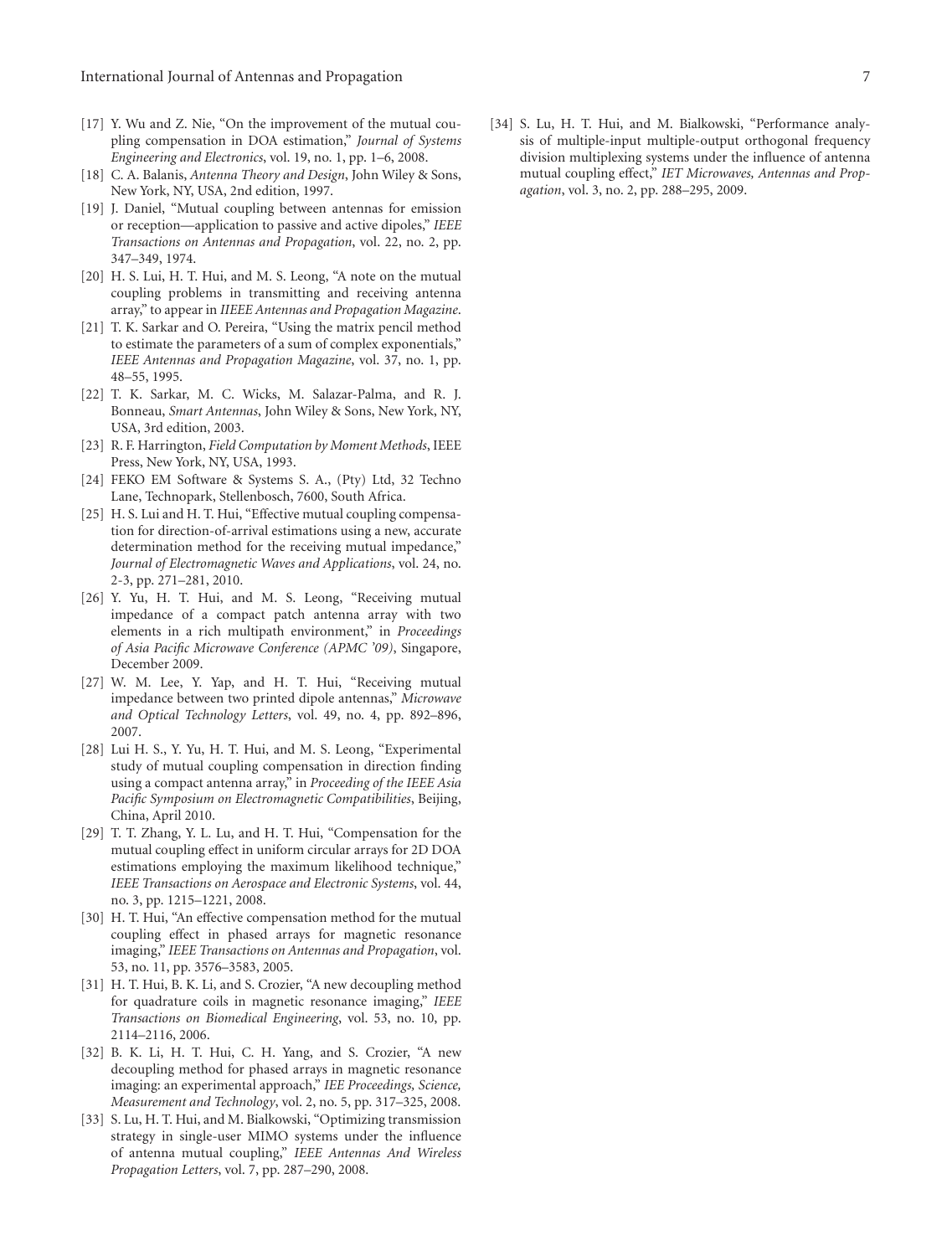[17] Y. Wu and Z. Nie, "On the improvement of the mutual coupling compensation in DOA estimation," *Journal of Systems Engineering and Electronics*, vol. 19, no. 1, pp. 1–6, 2008.

[18] C. A. Balanis, *Antenna Theory and Design*, John Wiley & Sons, New York, NY, USA, 2nd edition, 1997.

[19] J. Daniel, "Mutual coupling between antennas for emission or reception—application to passive and active dipoles," *IEEE Transactions on Antennas and Propagation*, vol. 22, no. 2, pp. 347–349, 1974.

[20] H. S. Lui, H. T. Hui, and M. S. Leong, "A note on the mutual coupling problems in transmitting and receiving antenna array," to appear in *IIEEE Antennas and Propagation Magazine*.

[21] T. K. Sarkar and O. Pereira, "Using the matrix pencil method to estimate the parameters of a sum of complex exponentials," *IEEE Antennas and Propagation Magazine*, vol. 37, no. 1, pp. 48–55, 1995.

[22] T. K. Sarkar, M. C. Wicks, M. Salazar-Palma, and R. J. Bonneau, *Smart Antennas*, John Wiley & Sons, New York, NY, USA, 3rd edition, 2003.

[23] R. F. Harrington, *Field Computation by Moment Methods*, IEEE Press, New York, NY, USA, 1993.

[24] FEKO EM Software & Systems S. A., (Pty) Ltd, 32 Techno Lane, Technopark, Stellenbosch, 7600, South Africa.

[25] H. S. Lui and H. T. Hui, "Effective mutual coupling compensation for direction-of-arrival estimations using a new, accurate determination method for the receiving mutual impedance," *Journal of Electromagnetic Waves and Applications*, vol. 24, no. 2-3, pp. 271–281, 2010.

[26] Y. Yu, H. T. Hui, and M. S. Leong, "Receiving mutual impedance of a compact patch antenna array with two elements in a rich multipath environment," in *Proceedings of Asia Pacific Microwave Conference (APMC '09)*, Singapore, December 2009.

[27] W. M. Lee, Y. Yap, and H. T. Hui, "Receiving mutual impedance between two printed dipole antennas," *Microwave and Optical Technology Letters*, vol. 49, no. 4, pp. 892–896, 2007.

[28] Lui H. S., Y. Yu, H. T. Hui, and M. S. Leong, "Experimental study of mutual coupling compensation in direction finding using a compact antenna array," in *Proceeding of the IEEE Asia Pacific Symposium on Electromagnetic Compatibilities*, Beijing, China, April 2010.

[29] T. T. Zhang, Y. L. Lu, and H. T. Hui, "Compensation for the mutual coupling effect in uniform circular arrays for 2D DOA estimations employing the maximum likelihood technique," *IEEE Transactions on Aerospace and Electronic Systems*, vol. 44, no. 3, pp. 1215–1221, 2008.

[30] H. T. Hui, "An effective compensation method for the mutual coupling effect in phased arrays for magnetic resonance imaging," *IEEE Transactions on Antennas and Propagation*, vol. 53, no. 11, pp. 3576–3583, 2005.

[31] H. T. Hui, B. K. Li, and S. Crozier, "A new decoupling method for quadrature coils in magnetic resonance imaging," *IEEE Transactions on Biomedical Engineering*, vol. 53, no. 10, pp. 2114–2116, 2006.

[32] B. K. Li, H. T. Hui, C. H. Yang, and S. Crozier, "A new decoupling method for phased arrays in magnetic resonance imaging: an experimental approach," *IEE Proceedings, Science, Measurement and Technology*, vol. 2, no. 5, pp. 317–325, 2008.

[33] S. Lu, H. T. Hui, and M. Bialkowski, "Optimizing transmission strategy in single-user MIMO systems under the influence of antenna mutual coupling," *IEEE Antennas And Wireless Propagation Letters*, vol. 7, pp. 287–290, 2008.

[34] S. Lu, H. T. Hui, and M. Bialkowski, "Performance analysis of multiple-input multiple-output orthogonal frequency division multiplexing systems under the influence of antenna mutual coupling effect," *IET Microwaves, Antennas and Propagation*, vol. 3, no. 2, pp. 288–295, 2009.